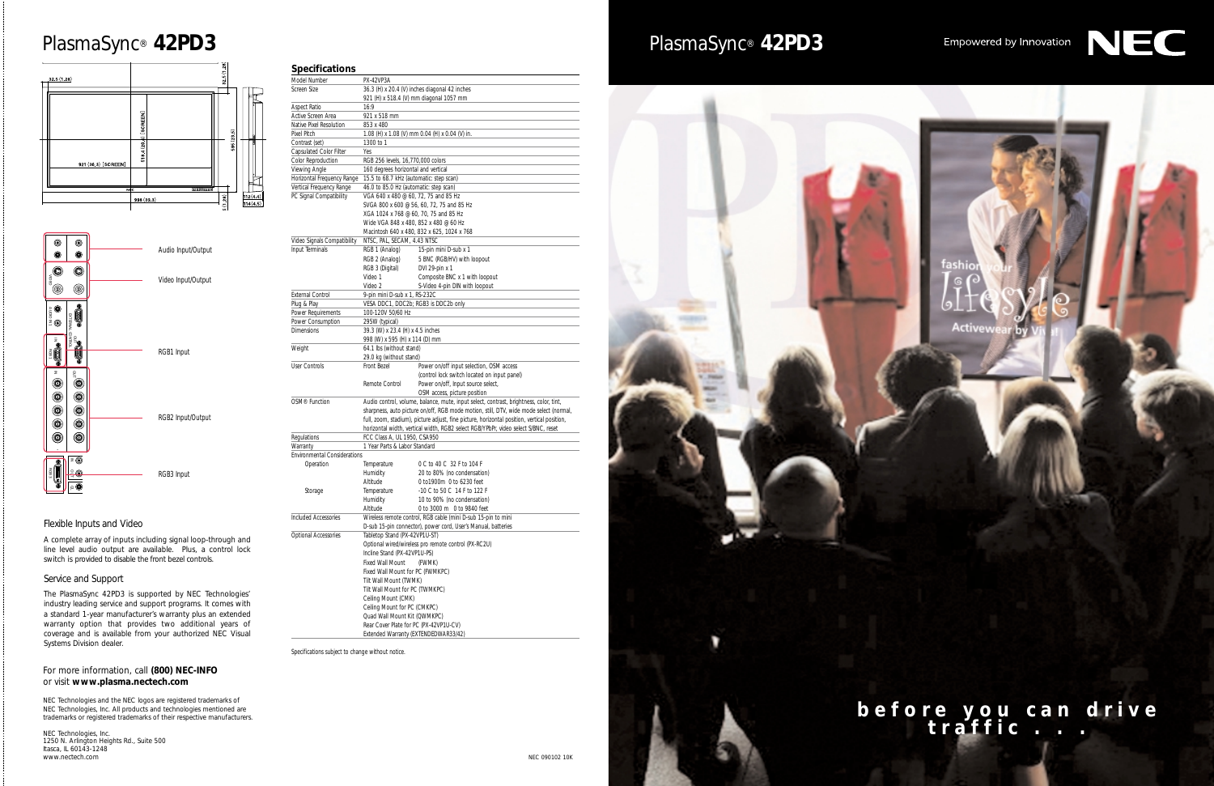# PlasmaSync® **42PD3**

Audio Input/Output

Video Input/Output

RGB1 Input

RGB2 Input/Output

RGB3 Input

## Flexible Inputs and Video

A complete array of inputs including signal loop-through and line level audio output are available. Plus, a control lock switch is provided to disable the front bezel controls.

## Service and Support

The PlasmaSync 42PD3 is supported by NEC Technologies' industry leading service and support programs. It comes with a standard 1-year manufacturer's warranty plus an extended warranty option that provides two additional years of coverage and is available from your authorized NEC Visual Systems Division dealer.

For more information, call **(800) NEC-INFO**
or visit **www.plasma.nectech.com**

NEC Technologies and the NEC logos are registered trademarks of NEC Technologies, Inc. All products and technologies mentioned are trademarks or registered trademarks of their respective manufacturers.

NEC Technologies, Inc.
1250 N. Arlington Heights Rd., Suite 500
Itasca, IL 60143-1248
www.nectech.com

## Specifications

| | | |
|---|---|---|
| Model Number | PX-42VP3A | |
| Screen Size | 36.3 (H) x 20.4 (V) inches diagonal 42 inches<br>921 (H) x 518.4 (V) mm diagonal 1057 mm | |
| Aspect Ratio | 16:9 | |
| Active Screen Area | 921 x 518 mm | |
| Native Pixel Resolution | 853 x 480 | |
| Pixel Pitch | 1.08 (H) x 1.08 (V) mm 0.04 (H) x 0.04 (V) in. | |
| Contrast (set) | 1300 to 1 | |
| Capsulated Color Filter | Yes | |
| Color Reproduction | RGB 256 levels, 16,770,000 colors | |
| Viewing Angle | 160 degrees horizontal and vertical | |
| Horizontal Frequency Range | 15.5 to 68.7 kHz (automatic: step scan) | |
| Vertical Frequency Range | 46.0 to 85.0 Hz (automatic: step scan) | |
| PC Signal Compatibility | VGA 640 x 480 @ 60, 72, 75 and 85 Hz<br>SVGA 800 x 600 @ 56, 60, 72, 75 and 85 Hz<br>XGA 1024 x 768 @ 60, 70, 75 and 85 Hz<br>Wide VGA 848 x 480, 852 x 480 @ 60 Hz<br>Macintosh 640 x 480, 832 x 625, 1024 x 768 | |
| Video Signals Compatibility | NTSC, PAL, SECAM, 4.43 NTSC | |
| Input Terminals | RGB 1 (Analog) | 15-pin mini D-sub x 1 |
| | RGB 2 (Analog) | 5 BNC (RGBHV) with loopout |
| | RGB 3 (Digital) | DVI 29-pin x 1 |
| | Video 1 | Composite BNC x 1 with loopout |
| | Video 2 | S-Video 4-pin DIN with loopout |
| External Control | 9-pin mini D-sub x 1, RS-232C | |
| Plug & Play | VESA DDC1, DDC2b; RGB3 is DDC2b only | |
| Power Requirements | 100-120V 50/60 Hz | |
| Power Consumption | 295W (typical) | |
| Dimensions | 39.3 (W) x 23.4 (H) x 4.5 inches<br>998 (W) x 595 (H) x 114 (D) mm | |
| Weight | 64.1 lbs (without stand)<br>29.0 kg (without stand) | |
| User Controls | Front Bezel | Power on/off input selection, OSM access (control lock switch located on input panel) |
| | Remote Control | Power on/off, input source select, OSM access, picture position |
| OSM® Function | Audio control, volume, balance, mute, input select, contrast, brightness, color, tint, sharpness, auto picture on/off, RGB mode motion, still, DTV, wide mode select (normal, full, zoom, stadium), picture adjust, fine picture, horizontal position, vertical position, horizontal width, vertical width, RGB2 select RGB/YPbPr, video select S/BNC, reset | |
| Regulations | FCC Class A, UL 1950, CSA950 | |
| Warranty | 1 Year Parts & Labor Standard | |
| Environmental Considerations | | |
| Operation | Temperature | 0 C to 40 C 32 F to 104 F |
| | Humidity | 20 to 80% (no condensation) |
| | Altitude | 0 to1900m 0 to 6230 feet |
| Storage | Temperature | -10 C to 50 C 14 F to 122 F |
| | Humidity | 10 to 90% (no condensation) |
| | Altitude | 0 to 3000 m 0 to 9840 feet |
| Included Accessories | Wireless remote control, RGB cable (mini D-sub 15-pin to mini D-sub 15-pin connector), power cord, User's Manual, batteries | |
| Optional Accessories | Tabletop Stand (PX-42VP1U-ST)<br>Optional wired/wireless pro remote control (PX-RC2U)<br>Incline Stand (PX-42VP1U-PS)<br>Fixed Wall Mount (FWMK)<br>Fixed Wall Mount for PC (FWMKPC)<br>Tilt Wall Mount (TWMK)<br>Tilt Wall Mount for PC (TWMKPC)<br>Ceiling Mount (CMK)<br>Ceiling Mount for PC (CMKPC)<br>Quad Wall Mount Kit (QWMKPC)<br>Rear Cover Plate for PC (PX-42VP1U-CV)<br>Extended Warranty (EXTENDEDWAR33/42) | |

Specifications subject to change without notice.

NEC 090102 10K

# PlasmaSync® **42PD3**

Empowered by Innovation NEC

**before you can drive traffic . . .**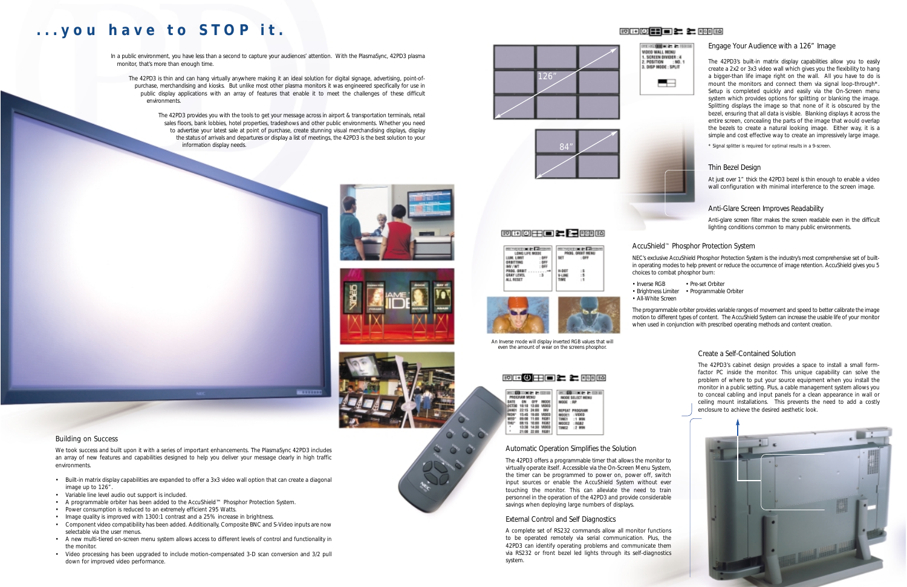# ...you have to STOP it.

In a public environment, you have less than a second to capture your audiences' attention. With the PlasmaSync, 42PD3 plasma monitor, that's more than enough time.

The 42PD3 is thin and can hang virtually anywhere making it an ideal solution for digital signage, advertising, point-of-purchase, merchandising and kiosks. But unlike most other plasma monitors it was engineered specifically for use in public display applications with an array of features that enable it to meet the challenges of these difficult environments.

The 42PD3 provides you with the tools to get your message across in airport & transportation terminals, retail sales floors, bank lobbies, hotel properties, tradeshows and other public environments. Whether you need to advertise your latest sale at point of purchase, create stunning visual merchandising displays, display the status of arrivals and departures or display a list of meetings, the 42PD3 is the best solution to your information display needs.

## Building on Success

We took success and built upon it with a series of important enhancements. The PlasmaSync 42PD3 includes an array of new features and capabilities designed to help you deliver your message clearly in high traffic environments.

- Built-in matrix display capabilities are expanded to offer a 3x3 video wall option that can create a diagonal image up to 126".
- Variable line level audio out support is included.
- A programmable orbiter has been added to the AccuShield™ Phosphor Protection System.
- Power consumption is reduced to an extremely efficient 295 Watts.
- Image quality is improved with 1300:1 contrast and a 25% increase in brightness.
- Component video compatibility has been added. Additionally, Composite BNC and S-Video inputs are now selectable via the user menus.
- A new multi-tiered on-screen menu system allows access to different levels of control and functionality in the monitor.
- Video processing has been upgraded to include motion-compensated 3-D scan conversion and 3/2 pull down for improved video performance.

126"

84"

## Engage Your Audience with a 126" Image

The 42PD3's built-in matrix display capabilities allow you to easily create a 2x2 or 3x3 video wall which gives you the flexibility to hang a bigger-than life image right on the wall. All you have to do is mount the monitors and connect them via signal loop-through*. Setup is completed quickly and easily via the On-Screen menu system which provides options for splitting or blanking the image. Splitting displays the image so that none of it is obscured by the bezel, ensuring that all data is visible. Blanking displays it across the entire screen, concealing the parts of the image that would overlap the bezels to create a natural looking image. Either way, it is a simple and cost effective way to create an impressively large image.

* Signal splitter is required for optimal results in a 9-screen.

## Thin Bezel Design

At just over 1" thick the 42PD3 bezel is thin enough to enable a video wall configuration with minimal interference to the screen image.

## Anti-Glare Screen Improves Readability

Anti-glare screen filter makes the screen readable even in the difficult lighting conditions common to many public environments.

## AccuShield™ Phosphor Protection System

NEC's exclusive AccuShield Phosphor Protection System is the industry's most comprehensive set of built-in operating modes to help prevent or reduce the occurrence of image retention. AccuShield gives you 5 choices to combat phosphor burn:

- Inverse RGB
- Brightness Limiter
- All-White Screen
- Pre-set Orbiter
- Programmable Orbiter

The programmable orbiter provides variable ranges of movement and speed to better calibrate the image motion to different types of content. The AccuShield System can increase the usable life of your monitor when used in conjunction with prescribed operating methods and content creation.

An Inverse mode will display inverted RGB values that will even the amount of wear on the screens phosphor.

## Automatic Operation Simplifies the Solution

The 42PD3 offers a programmable timer that allows the monitor to virtually operate itself. Accessible via the On-Screen Menu System, the timer can be programmed to power on, power off, switch input sources or enable the AccuShield System without ever touching the monitor. This can alleviate the need to train personnel in the operation of the 42PD3 and provide considerable savings when deploying large numbers of displays.

## External Control and Self Diagnostics

A complete set of RS232 commands allow all monitor functions to be operated remotely via serial communication. Plus, the 42PD3 can identify operating problems and communicate them via RS232 or front bezel led lights through its self-diagnostics system.

## Create a Self-Contained Solution

The 42PD3's cabinet design provides a space to install a small form-factor PC inside the monitor. This unique capability can solve the problem of where to put your source equipment when you install the monitor in a public setting. Plus, a cable management system allows you to conceal cabling and input panels for a clean appearance in wall or ceiling mount installations. This prevents the need to add a costly enclosure to achieve the desired aesthetic look.